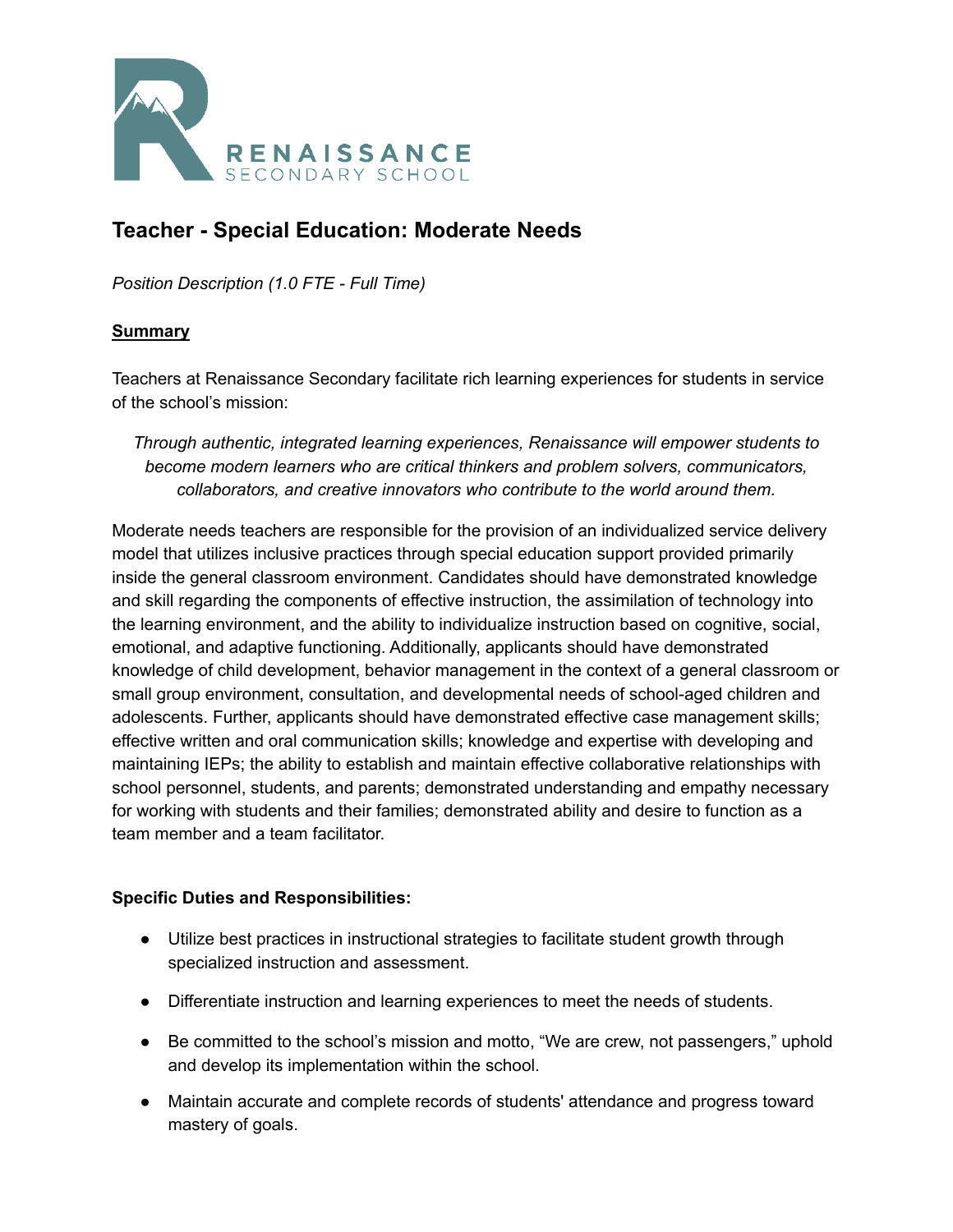RENAISSANCE
SECONDARY SCHOOL

# Teacher - Special Education: Moderate Needs

*Position Description (1.0 FTE - Full Time)*

## Summary

Teachers at Renaissance Secondary facilitate rich learning experiences for students in service of the school's mission:

> *Through authentic, integrated learning experiences, Renaissance will empower students to become modern learners who are critical thinkers and problem solvers, communicators, collaborators, and creative innovators who contribute to the world around them.*

Moderate needs teachers are responsible for the provision of an individualized service delivery model that utilizes inclusive practices through special education support provided primarily inside the general classroom environment. Candidates should have demonstrated knowledge and skill regarding the components of effective instruction, the assimilation of technology into the learning environment, and the ability to individualize instruction based on cognitive, social, emotional, and adaptive functioning. Additionally, applicants should have demonstrated knowledge of child development, behavior management in the context of a general classroom or small group environment, consultation, and developmental needs of school-aged children and adolescents. Further, applicants should have demonstrated effective case management skills; effective written and oral communication skills; knowledge and expertise with developing and maintaining IEPs; the ability to establish and maintain effective collaborative relationships with school personnel, students, and parents; demonstrated understanding and empathy necessary for working with students and their families; demonstrated ability and desire to function as a team member and a team facilitator.

### Specific Duties and Responsibilities:

- Utilize best practices in instructional strategies to facilitate student growth through specialized instruction and assessment.
- Differentiate instruction and learning experiences to meet the needs of students.
- Be committed to the school's mission and motto, "We are crew, not passengers," uphold and develop its implementation within the school.
- Maintain accurate and complete records of students' attendance and progress toward mastery of goals.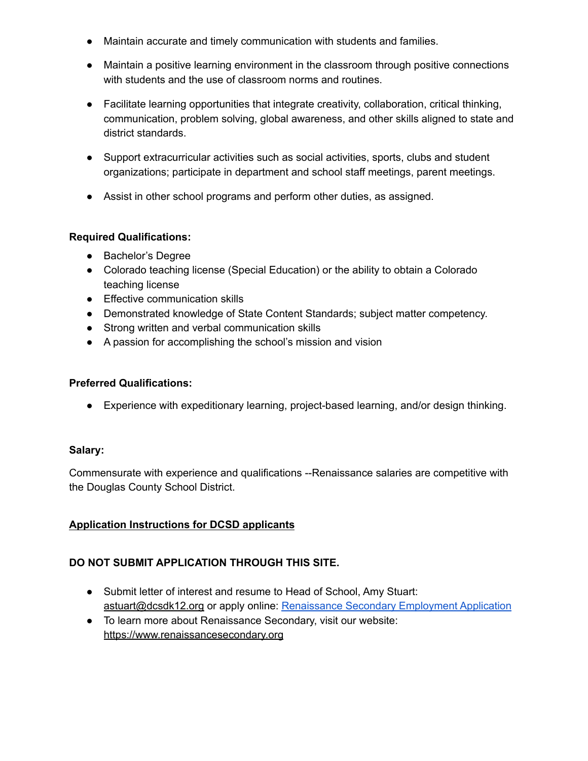- Maintain accurate and timely communication with students and families.

- Maintain a positive learning environment in the classroom through positive connections with students and the use of classroom norms and routines.

- Facilitate learning opportunities that integrate creativity, collaboration, critical thinking, communication, problem solving, global awareness, and other skills aligned to state and district standards.

- Support extracurricular activities such as social activities, sports, clubs and student organizations; participate in department and school staff meetings, parent meetings.

- Assist in other school programs and perform other duties, as assigned.

**Required Qualifications:**

- Bachelor's Degree
- Colorado teaching license (Special Education) or the ability to obtain a Colorado teaching license
- Effective communication skills
- Demonstrated knowledge of State Content Standards; subject matter competency.
- Strong written and verbal communication skills
- A passion for accomplishing the school's mission and vision

**Preferred Qualifications:**

- Experience with expeditionary learning, project-based learning, and/or design thinking.

**Salary:**

Commensurate with experience and qualifications --Renaissance salaries are competitive with the Douglas County School District.

**Application Instructions for DCSD applicants**

**DO NOT SUBMIT APPLICATION THROUGH THIS SITE.**

- Submit letter of interest and resume to Head of School, Amy Stuart: astuart@dcsdk12.org or apply online: Renaissance Secondary Employment Application
- To learn more about Renaissance Secondary, visit our website: https://www.renaissancesecondary.org